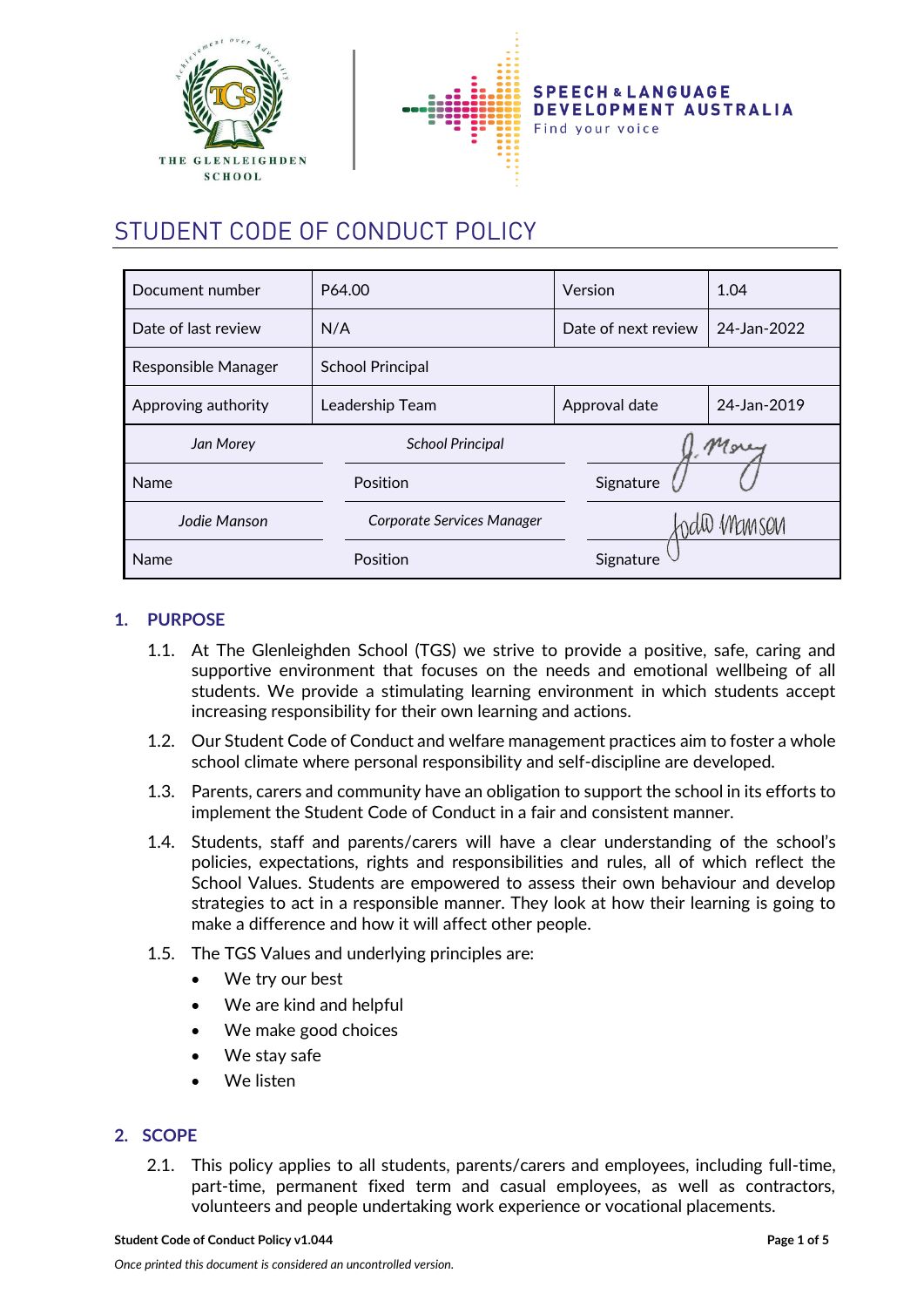THE GLENLEIGHDEN SCHOOL

SPEECH & LANGUAGE DEVELOPMENT AUSTRALIA
Find your voice

# STUDENT CODE OF CONDUCT POLICY

| Document number | P64.00 | Version | 1.04 |
|---|---|---|---|
| Date of last review | N/A | Date of next review | 24-Jan-2022 |
| Responsible Manager | School Principal | | |
| Approving authority | Leadership Team | Approval date | 24-Jan-2019 |
| *Jan Morey* | *School Principal* | | |
| Name | Position | Signature | |
| *Jodie Manson* | *Corporate Services Manager* | | |
| Name | Position | Signature | |

## 1. PURPOSE

1.1. At The Glenleighden School (TGS) we strive to provide a positive, safe, caring and supportive environment that focuses on the needs and emotional wellbeing of all students. We provide a stimulating learning environment in which students accept increasing responsibility for their own learning and actions.

1.2. Our Student Code of Conduct and welfare management practices aim to foster a whole school climate where personal responsibility and self-discipline are developed.

1.3. Parents, carers and community have an obligation to support the school in its efforts to implement the Student Code of Conduct in a fair and consistent manner.

1.4. Students, staff and parents/carers will have a clear understanding of the school's policies, expectations, rights and responsibilities and rules, all of which reflect the School Values. Students are empowered to assess their own behaviour and develop strategies to act in a responsible manner. They look at how their learning is going to make a difference and how it will affect other people.

1.5. The TGS Values and underlying principles are:

- We try our best
- We are kind and helpful
- We make good choices
- We stay safe
- We listen

## 2. SCOPE

2.1. This policy applies to all students, parents/carers and employees, including full-time, part-time, permanent fixed term and casual employees, as well as contractors, volunteers and people undertaking work experience or vocational placements.

*Once printed this document is considered an uncontrolled version.*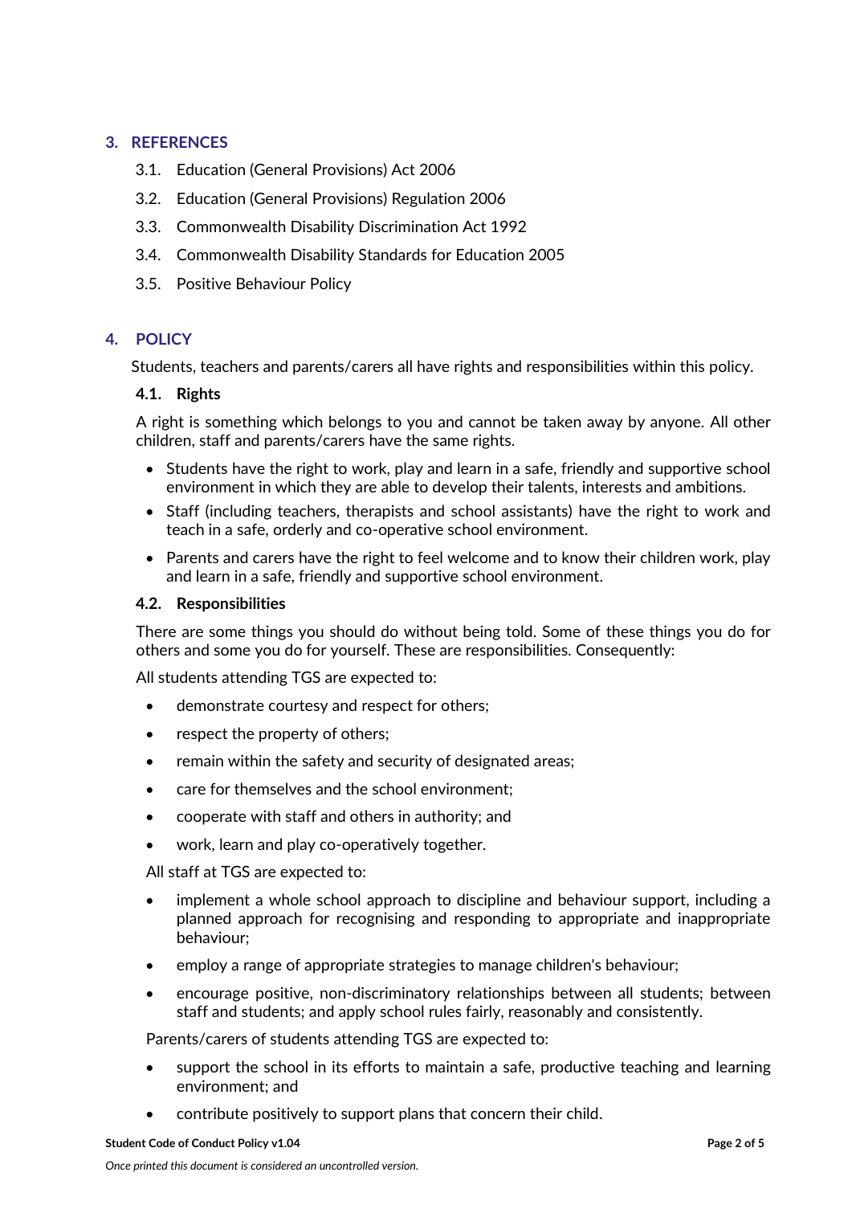## 3. REFERENCES

3.1. Education (General Provisions) Act 2006

3.2. Education (General Provisions) Regulation 2006

3.3. Commonwealth Disability Discrimination Act 1992

3.4. Commonwealth Disability Standards for Education 2005

3.5. Positive Behaviour Policy

## 4. POLICY

Students, teachers and parents/carers all have rights and responsibilities within this policy.

### 4.1. Rights

A right is something which belongs to you and cannot be taken away by anyone. All other children, staff and parents/carers have the same rights.

- Students have the right to work, play and learn in a safe, friendly and supportive school environment in which they are able to develop their talents, interests and ambitions.
- Staff (including teachers, therapists and school assistants) have the right to work and teach in a safe, orderly and co-operative school environment.
- Parents and carers have the right to feel welcome and to know their children work, play and learn in a safe, friendly and supportive school environment.

### 4.2. Responsibilities

There are some things you should do without being told. Some of these things you do for others and some you do for yourself. These are responsibilities. Consequently:

All students attending TGS are expected to:

- demonstrate courtesy and respect for others;
- respect the property of others;
- remain within the safety and security of designated areas;
- care for themselves and the school environment;
- cooperate with staff and others in authority; and
- work, learn and play co-operatively together.

All staff at TGS are expected to:

- implement a whole school approach to discipline and behaviour support, including a planned approach for recognising and responding to appropriate and inappropriate behaviour;
- employ a range of appropriate strategies to manage children's behaviour;
- encourage positive, non-discriminatory relationships between all students; between staff and students; and apply school rules fairly, reasonably and consistently.

Parents/carers of students attending TGS are expected to:

- support the school in its efforts to maintain a safe, productive teaching and learning environment; and
- contribute positively to support plans that concern their child.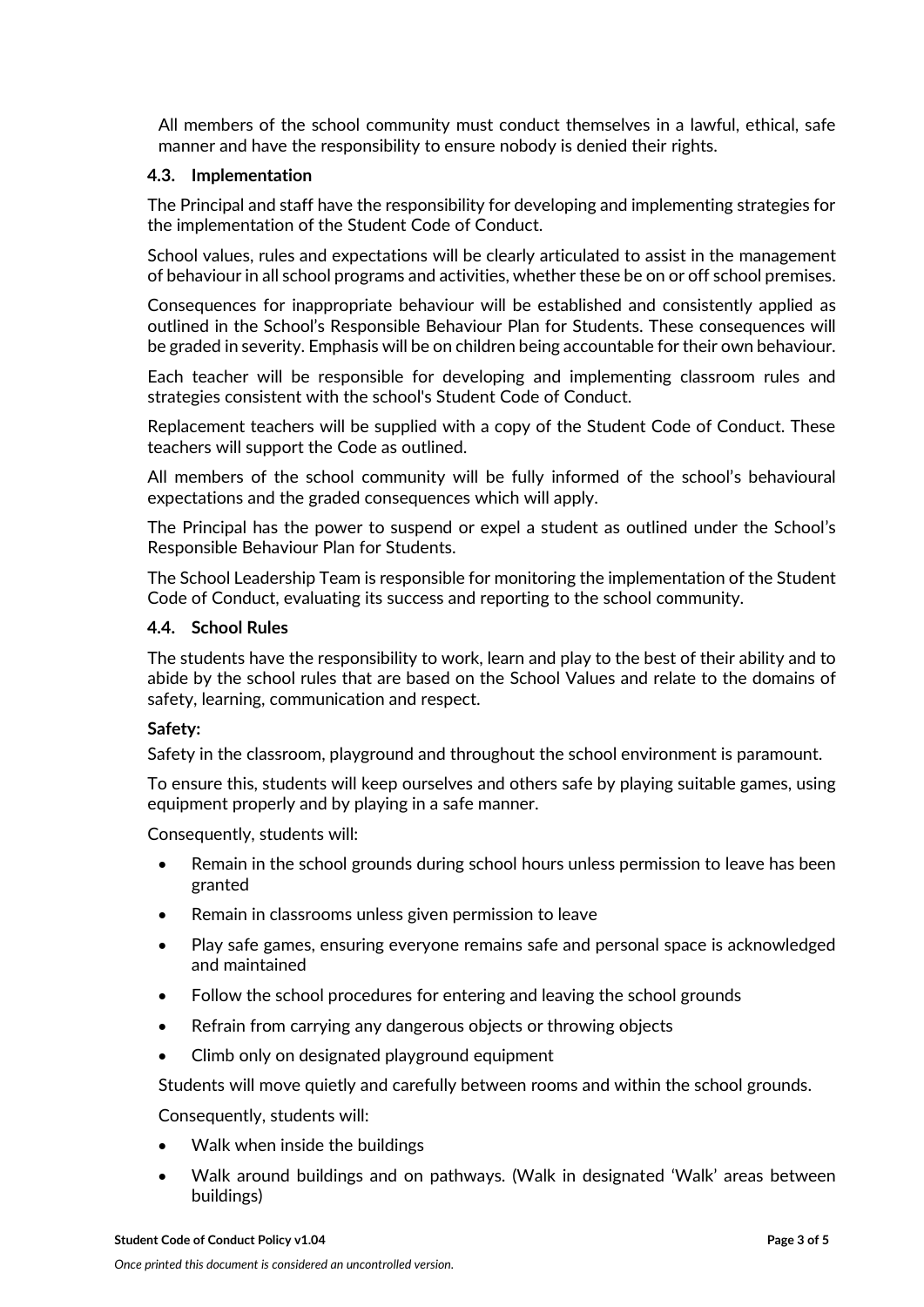All members of the school community must conduct themselves in a lawful, ethical, safe manner and have the responsibility to ensure nobody is denied their rights.

### 4.3. Implementation

The Principal and staff have the responsibility for developing and implementing strategies for the implementation of the Student Code of Conduct.

School values, rules and expectations will be clearly articulated to assist in the management of behaviour in all school programs and activities, whether these be on or off school premises.

Consequences for inappropriate behaviour will be established and consistently applied as outlined in the School's Responsible Behaviour Plan for Students. These consequences will be graded in severity. Emphasis will be on children being accountable for their own behaviour.

Each teacher will be responsible for developing and implementing classroom rules and strategies consistent with the school's Student Code of Conduct.

Replacement teachers will be supplied with a copy of the Student Code of Conduct. These teachers will support the Code as outlined.

All members of the school community will be fully informed of the school's behavioural expectations and the graded consequences which will apply.

The Principal has the power to suspend or expel a student as outlined under the School's Responsible Behaviour Plan for Students.

The School Leadership Team is responsible for monitoring the implementation of the Student Code of Conduct, evaluating its success and reporting to the school community.

### 4.4. School Rules

The students have the responsibility to work, learn and play to the best of their ability and to abide by the school rules that are based on the School Values and relate to the domains of safety, learning, communication and respect.

**Safety:**

Safety in the classroom, playground and throughout the school environment is paramount.

To ensure this, students will keep ourselves and others safe by playing suitable games, using equipment properly and by playing in a safe manner.

Consequently, students will:

- Remain in the school grounds during school hours unless permission to leave has been granted
- Remain in classrooms unless given permission to leave
- Play safe games, ensuring everyone remains safe and personal space is acknowledged and maintained
- Follow the school procedures for entering and leaving the school grounds
- Refrain from carrying any dangerous objects or throwing objects
- Climb only on designated playground equipment

Students will move quietly and carefully between rooms and within the school grounds.

Consequently, students will:

- Walk when inside the buildings
- Walk around buildings and on pathways. (Walk in designated 'Walk' areas between buildings)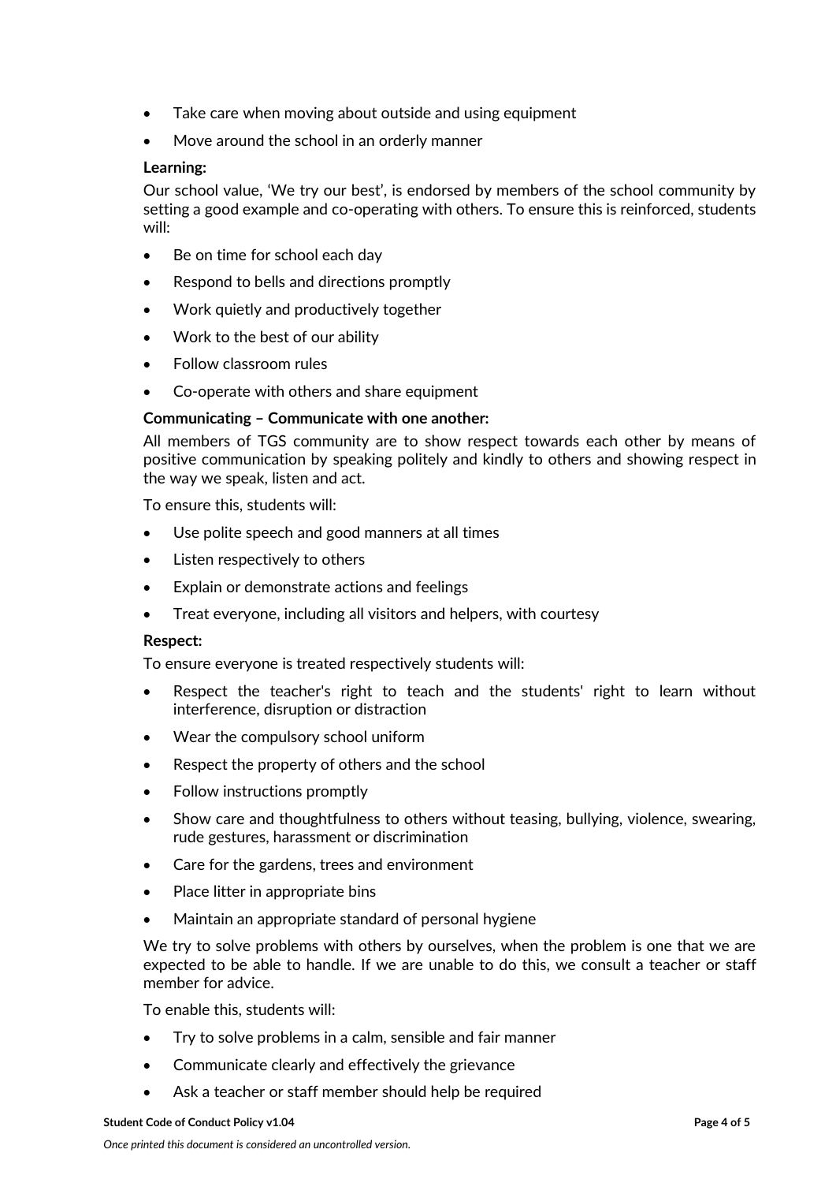- Take care when moving about outside and using equipment
- Move around the school in an orderly manner

**Learning:**

Our school value, 'We try our best', is endorsed by members of the school community by setting a good example and co-operating with others. To ensure this is reinforced, students will:

- Be on time for school each day
- Respond to bells and directions promptly
- Work quietly and productively together
- Work to the best of our ability
- Follow classroom rules
- Co-operate with others and share equipment

**Communicating – Communicate with one another:**

All members of TGS community are to show respect towards each other by means of positive communication by speaking politely and kindly to others and showing respect in the way we speak, listen and act.

To ensure this, students will:

- Use polite speech and good manners at all times
- Listen respectively to others
- Explain or demonstrate actions and feelings
- Treat everyone, including all visitors and helpers, with courtesy

**Respect:**

To ensure everyone is treated respectively students will:

- Respect the teacher's right to teach and the students' right to learn without interference, disruption or distraction
- Wear the compulsory school uniform
- Respect the property of others and the school
- Follow instructions promptly
- Show care and thoughtfulness to others without teasing, bullying, violence, swearing, rude gestures, harassment or discrimination
- Care for the gardens, trees and environment
- Place litter in appropriate bins
- Maintain an appropriate standard of personal hygiene

We try to solve problems with others by ourselves, when the problem is one that we are expected to be able to handle. If we are unable to do this, we consult a teacher or staff member for advice.

To enable this, students will:

- Try to solve problems in a calm, sensible and fair manner
- Communicate clearly and effectively the grievance
- Ask a teacher or staff member should help be required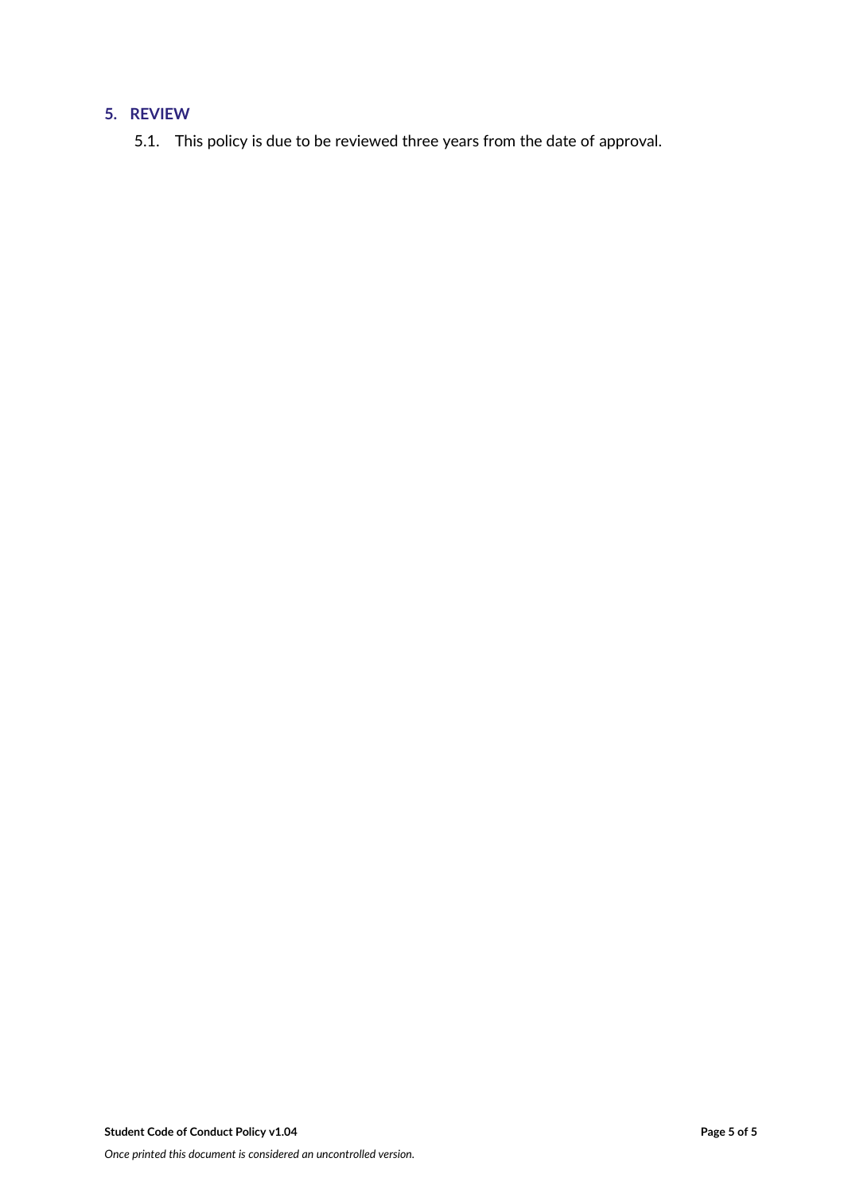## 5. REVIEW

5.1. This policy is due to be reviewed three years from the date of approval.